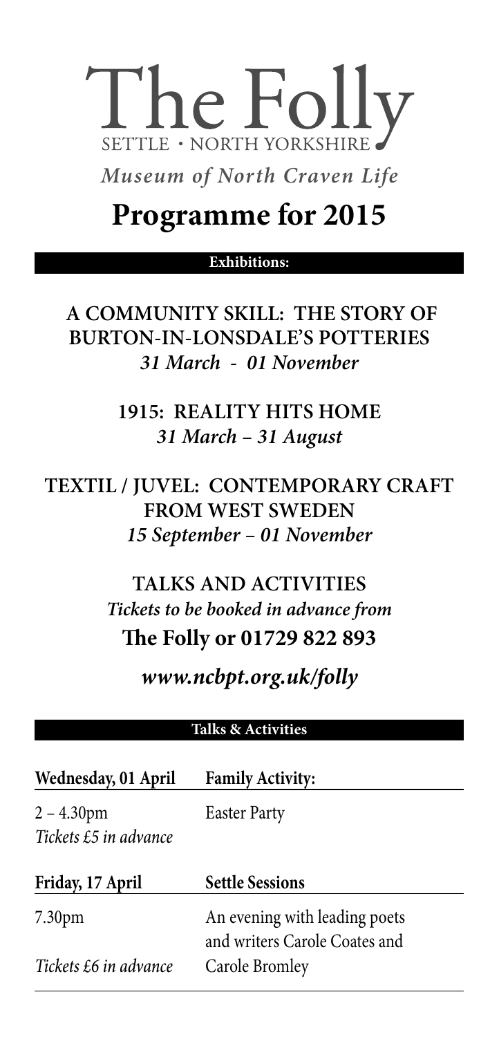# The Folly

SETTLE · NORTH YORKSHIRE

*Museum of North Craven Life*

# Programme for 2015

## Exhibitions:

**A COMMUNITY SKILL: THE STORY OF BURTON-IN-LONSDALE'S POTTERIES**
***31 March - 01 November***

**1915: REALITY HITS HOME**
***31 March – 31 August***

**TEXTIL / JUVEL: CONTEMPORARY CRAFT FROM WEST SWEDEN**
***15 September – 01 November***

**TALKS AND ACTIVITIES**
***Tickets to be booked in advance from***
**The Folly or 01729 822 893**

***www.ncbpt.org.uk/folly***

## Talks & Activities

| **Wednesday, 01 April** | **Family Activity:** |
|---|---|
| 2 – 4.30pm<br>*Tickets £5 in advance* | Easter Party |

| **Friday, 17 April** | **Settle Sessions** |
|---|---|
| 7.30pm<br>*Tickets £6 in advance* | An evening with leading poets and writers Carole Coates and Carole Bromley |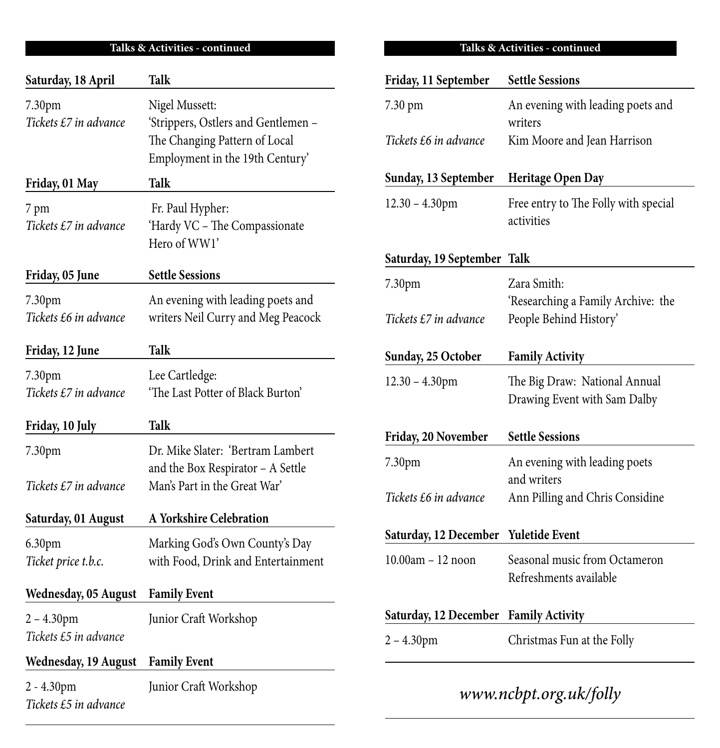## Talks & Activities - continued

**Saturday, 18 April** — **Talk**

7.30pm
*Tickets £7 in advance*

Nigel Mussett:
'Strippers, Ostlers and Gentlemen – The Changing Pattern of Local Employment in the 19th Century'

**Friday, 01 May** — **Talk**

7 pm
*Tickets £7 in advance*

Fr. Paul Hypher:
'Hardy VC – The Compassionate Hero of WW1'

**Friday, 05 June** — **Settle Sessions**

7.30pm
*Tickets £6 in advance*

An evening with leading poets and writers Neil Curry and Meg Peacock

**Friday, 12 June** — **Talk**

7.30pm
*Tickets £7 in advance*

Lee Cartledge:
'The Last Potter of Black Burton'

**Friday, 10 July** — **Talk**

7.30pm
*Tickets £7 in advance*

Dr. Mike Slater: 'Bertram Lambert and the Box Respirator – A Settle Man's Part in the Great War'

**Saturday, 01 August** — **A Yorkshire Celebration**

6.30pm
*Ticket price t.b.c.*

Marking God's Own County's Day with Food, Drink and Entertainment

**Wednesday, 05 August** — **Family Event**

2 – 4.30pm
*Tickets £5 in advance*

Junior Craft Workshop

**Wednesday, 19 August** — **Family Event**

2 - 4.30pm
*Tickets £5 in advance*

Junior Craft Workshop

## Talks & Activities - continued

**Friday, 11 September** — **Settle Sessions**

7.30 pm
*Tickets £6 in advance*

An evening with leading poets and writers
Kim Moore and Jean Harrison

**Sunday, 13 September** — **Heritage Open Day**

12.30 – 4.30pm

Free entry to The Folly with special activities

**Saturday, 19 September** — **Talk**

7.30pm
*Tickets £7 in advance*

Zara Smith:
'Researching a Family Archive: the People Behind History'

**Sunday, 25 October** — **Family Activity**

12.30 – 4.30pm

The Big Draw: National Annual Drawing Event with Sam Dalby

**Friday, 20 November** — **Settle Sessions**

7.30pm
*Tickets £6 in advance*

An evening with leading poets and writers
Ann Pilling and Chris Considine

**Saturday, 12 December** — **Yuletide Event**

10.00am – 12 noon

Seasonal music from Octameron
Refreshments available

**Saturday, 12 December** — **Family Activity**

2 – 4.30pm

Christmas Fun at the Folly

*www.ncbpt.org.uk/folly*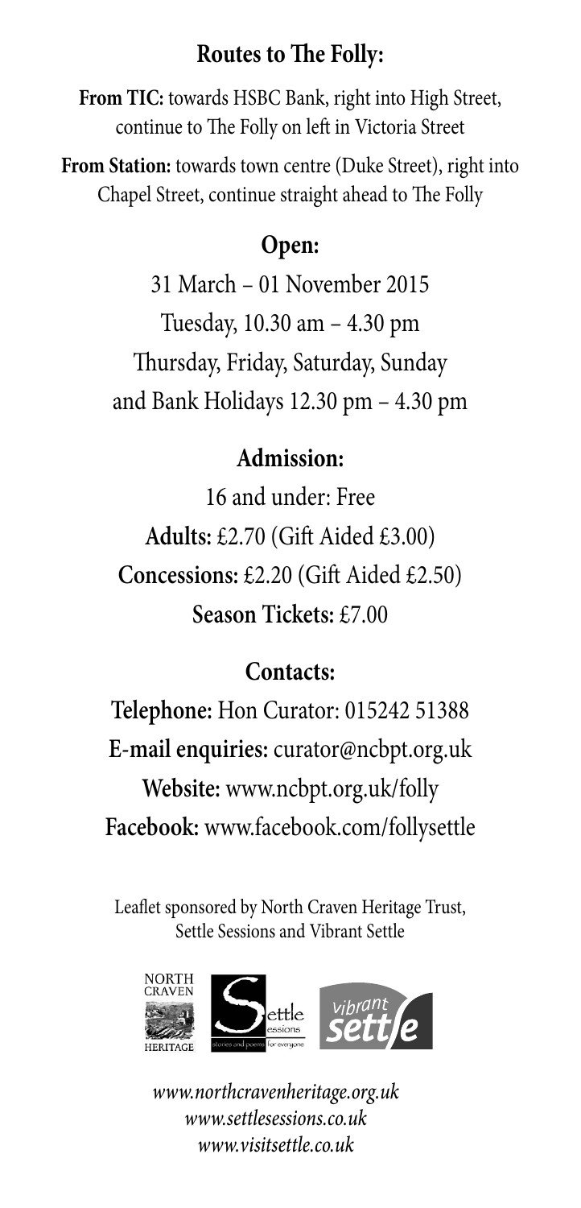## Routes to The Folly:

**From TIC:** towards HSBC Bank, right into High Street, continue to The Folly on left in Victoria Street

**From Station:** towards town centre (Duke Street), right into Chapel Street, continue straight ahead to The Folly

## Open:

31 March – 01 November 2015

Tuesday, 10.30 am – 4.30 pm

Thursday, Friday, Saturday, Sunday and Bank Holidays 12.30 pm – 4.30 pm

## Admission:

16 and under: Free

**Adults:** £2.70 (Gift Aided £3.00)

**Concessions:** £2.20 (Gift Aided £2.50)

**Season Tickets:** £7.00

## Contacts:

**Telephone:** Hon Curator: 015242 51388

**E-mail enquiries:** curator@ncbpt.org.uk

**Website:** www.ncbpt.org.uk/folly

**Facebook:** www.facebook.com/follysettle

Leaflet sponsored by North Craven Heritage Trust, Settle Sessions and Vibrant Settle

*www.northcravenheritage.org.uk*
*www.settlesessions.co.uk*
*www.visitsettle.co.uk*